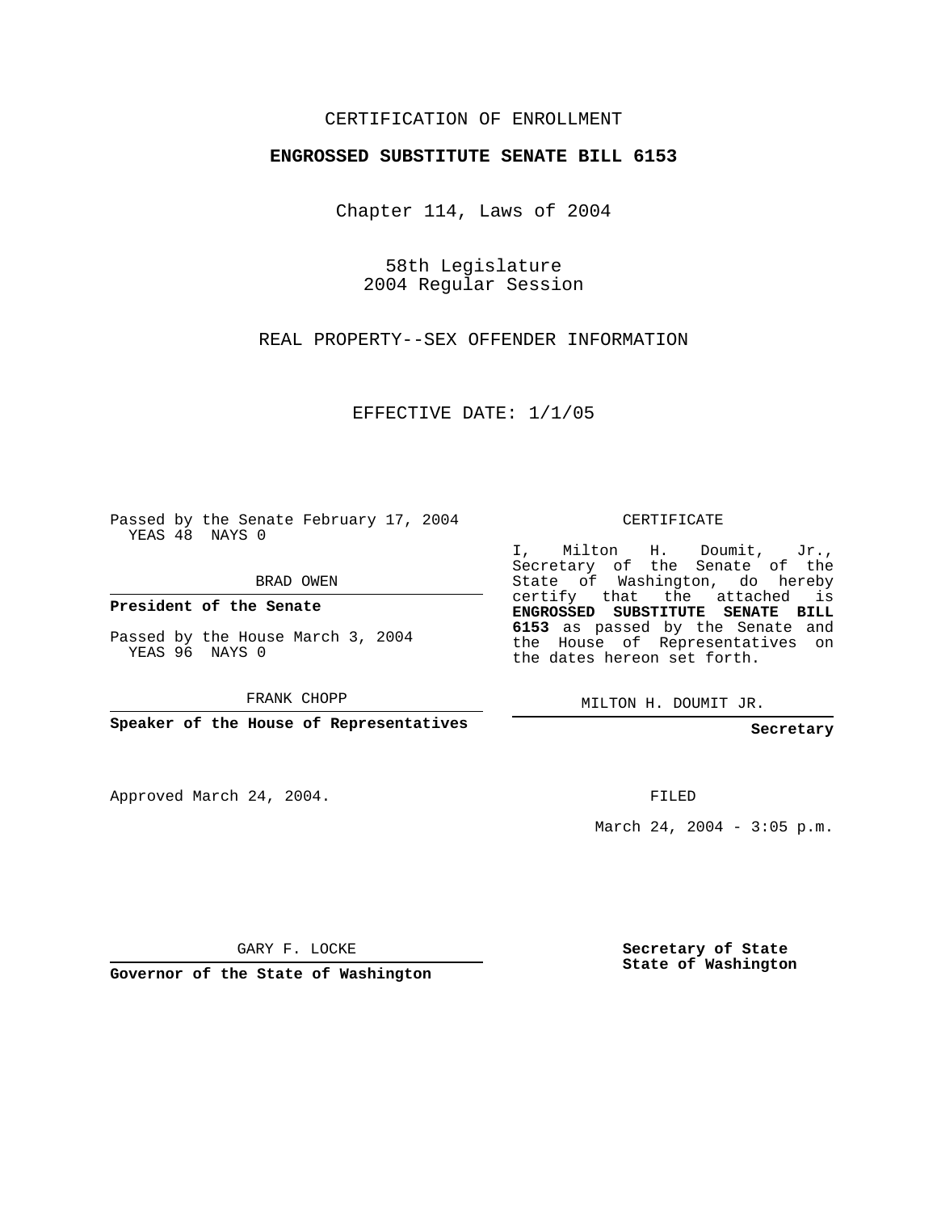CERTIFICATION OF ENROLLMENT

**ENGROSSED SUBSTITUTE SENATE BILL 6153**

Chapter 114, Laws of 2004

58th Legislature
2004 Regular Session

REAL PROPERTY--SEX OFFENDER INFORMATION

EFFECTIVE DATE: 1/1/05

Passed by the Senate February 17, 2004
YEAS 48 NAYS 0

BRAD OWEN

**President of the Senate**

Passed by the House March 3, 2004
YEAS 96 NAYS 0

FRANK CHOPP

**Speaker of the House of Representatives**

CERTIFICATE

I, Milton H. Doumit, Jr., Secretary of the Senate of the State of Washington, do hereby certify that the attached is **ENGROSSED SUBSTITUTE SENATE BILL 6153** as passed by the Senate and the House of Representatives on the dates hereon set forth.

MILTON H. DOUMIT JR.

**Secretary**

Approved March 24, 2004.

FILED

March 24, 2004 - 3:05 p.m.

GARY F. LOCKE

**Governor of the State of Washington**

**Secretary of State**
**State of Washington**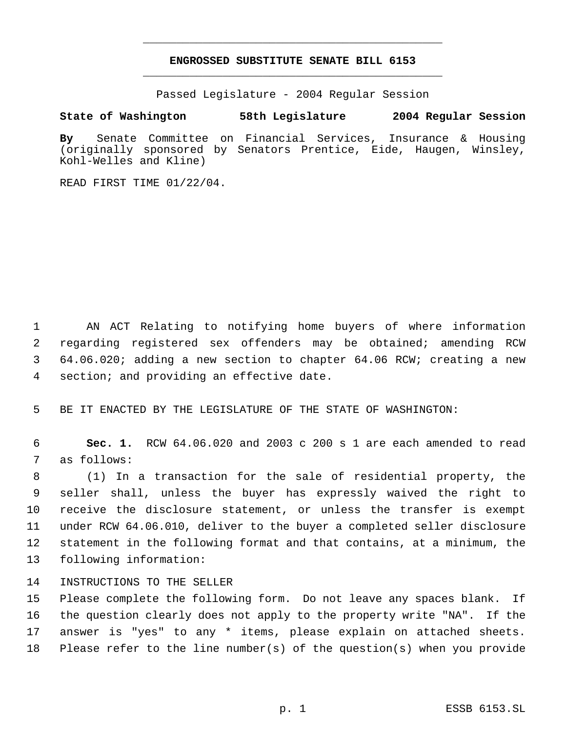# ENGROSSED SUBSTITUTE SENATE BILL 6153

Passed Legislature - 2004 Regular Session

**State of Washington 58th Legislature 2004 Regular Session**

**By** Senate Committee on Financial Services, Insurance & Housing (originally sponsored by Senators Prentice, Eide, Haugen, Winsley, Kohl-Welles and Kline)

READ FIRST TIME 01/22/04.

1 AN ACT Relating to notifying home buyers of where information
2 regarding registered sex offenders may be obtained; amending RCW
3 64.06.020; adding a new section to chapter 64.06 RCW; creating a new
4 section; and providing an effective date.

5 BE IT ENACTED BY THE LEGISLATURE OF THE STATE OF WASHINGTON:

6 **Sec. 1.** RCW 64.06.020 and 2003 c 200 s 1 are each amended to read
7 as follows:

8 (1) In a transaction for the sale of residential property, the
9 seller shall, unless the buyer has expressly waived the right to
10 receive the disclosure statement, or unless the transfer is exempt
11 under RCW 64.06.010, deliver to the buyer a completed seller disclosure
12 statement in the following format and that contains, at a minimum, the
13 following information:

14 INSTRUCTIONS TO THE SELLER
15 Please complete the following form. Do not leave any spaces blank. If
16 the question clearly does not apply to the property write "NA". If the
17 answer is "yes" to any * items, please explain on attached sheets.
18 Please refer to the line number(s) of the question(s) when you provide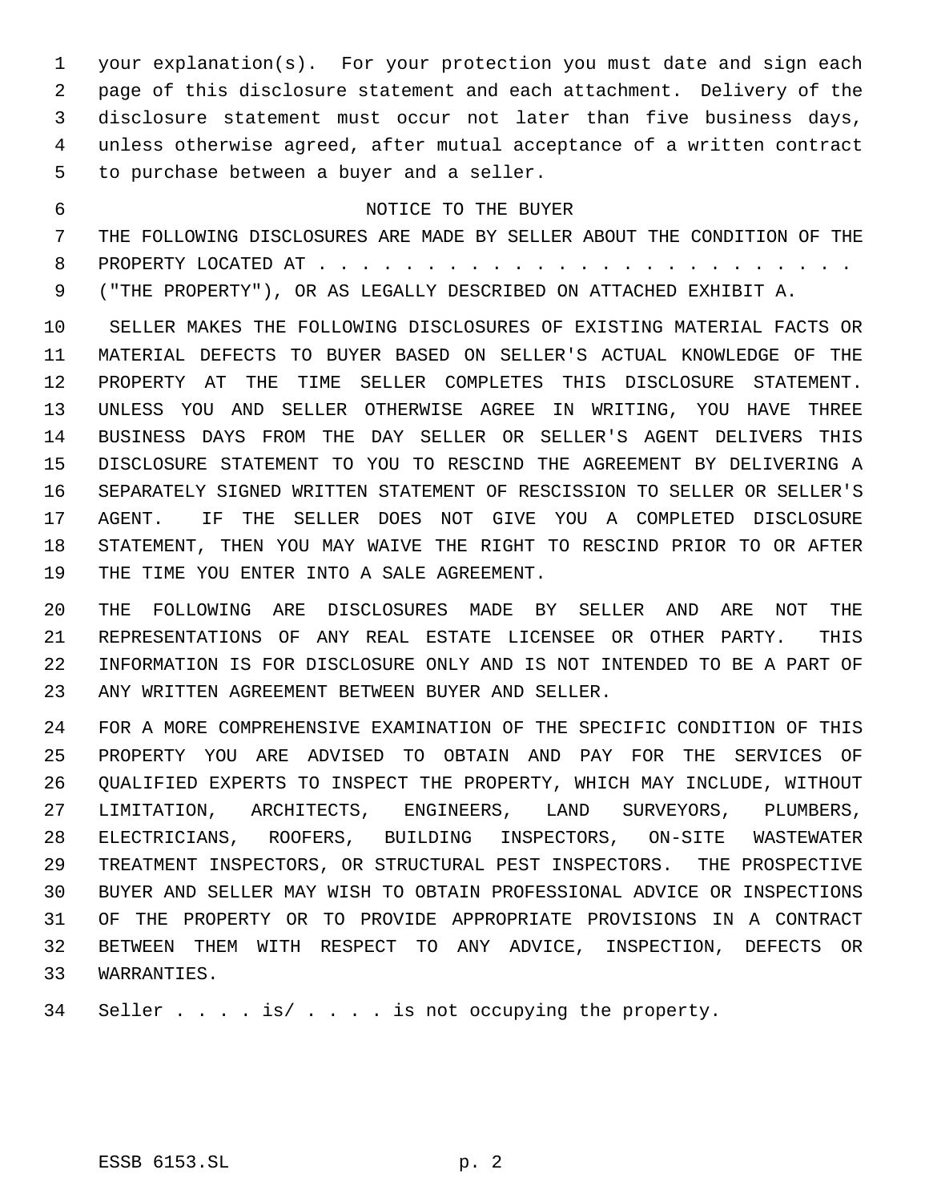your explanation(s). For your protection you must date and sign each page of this disclosure statement and each attachment. Delivery of the disclosure statement must occur not later than five business days, unless otherwise agreed, after mutual acceptance of a written contract to purchase between a buyer and a seller.

NOTICE TO THE BUYER

THE FOLLOWING DISCLOSURES ARE MADE BY SELLER ABOUT THE CONDITION OF THE PROPERTY LOCATED AT . . . . . . . . . . . . . . . . . . . . . . . . . . . ("THE PROPERTY"), OR AS LEGALLY DESCRIBED ON ATTACHED EXHIBIT A.

SELLER MAKES THE FOLLOWING DISCLOSURES OF EXISTING MATERIAL FACTS OR MATERIAL DEFECTS TO BUYER BASED ON SELLER'S ACTUAL KNOWLEDGE OF THE PROPERTY AT THE TIME SELLER COMPLETES THIS DISCLOSURE STATEMENT. UNLESS YOU AND SELLER OTHERWISE AGREE IN WRITING, YOU HAVE THREE BUSINESS DAYS FROM THE DAY SELLER OR SELLER'S AGENT DELIVERS THIS DISCLOSURE STATEMENT TO YOU TO RESCIND THE AGREEMENT BY DELIVERING A SEPARATELY SIGNED WRITTEN STATEMENT OF RESCISSION TO SELLER OR SELLER'S AGENT. IF THE SELLER DOES NOT GIVE YOU A COMPLETED DISCLOSURE STATEMENT, THEN YOU MAY WAIVE THE RIGHT TO RESCIND PRIOR TO OR AFTER THE TIME YOU ENTER INTO A SALE AGREEMENT.

THE FOLLOWING ARE DISCLOSURES MADE BY SELLER AND ARE NOT THE REPRESENTATIONS OF ANY REAL ESTATE LICENSEE OR OTHER PARTY. THIS INFORMATION IS FOR DISCLOSURE ONLY AND IS NOT INTENDED TO BE A PART OF ANY WRITTEN AGREEMENT BETWEEN BUYER AND SELLER.

FOR A MORE COMPREHENSIVE EXAMINATION OF THE SPECIFIC CONDITION OF THIS PROPERTY YOU ARE ADVISED TO OBTAIN AND PAY FOR THE SERVICES OF QUALIFIED EXPERTS TO INSPECT THE PROPERTY, WHICH MAY INCLUDE, WITHOUT LIMITATION, ARCHITECTS, ENGINEERS, LAND SURVEYORS, PLUMBERS, ELECTRICIANS, ROOFERS, BUILDING INSPECTORS, ON-SITE WASTEWATER TREATMENT INSPECTORS, OR STRUCTURAL PEST INSPECTORS. THE PROSPECTIVE BUYER AND SELLER MAY WISH TO OBTAIN PROFESSIONAL ADVICE OR INSPECTIONS OF THE PROPERTY OR TO PROVIDE APPROPRIATE PROVISIONS IN A CONTRACT BETWEEN THEM WITH RESPECT TO ANY ADVICE, INSPECTION, DEFECTS OR WARRANTIES.

Seller . . . . is/ . . . . is not occupying the property.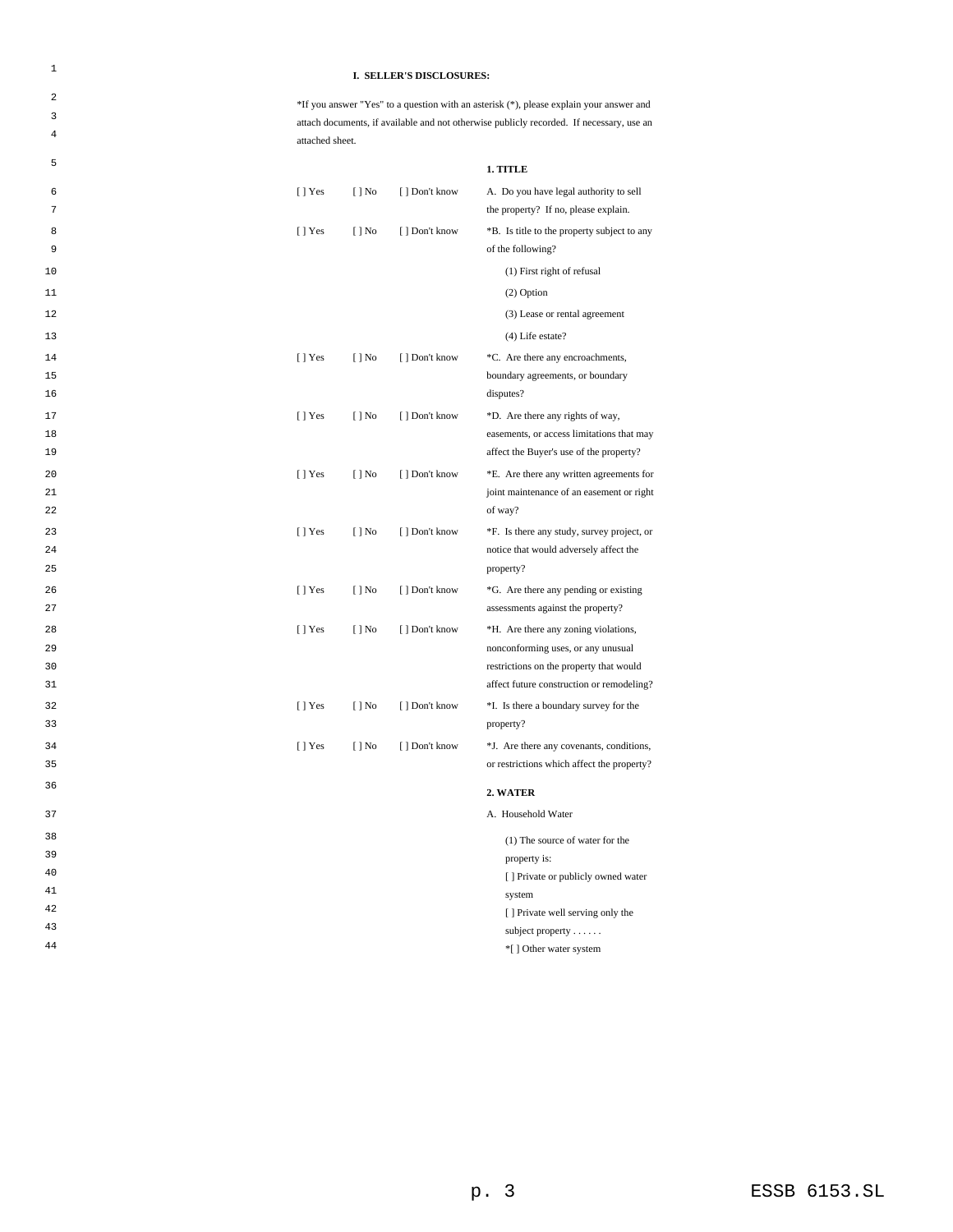### I. SELLER'S DISCLOSURES:

*If you answer "Yes" to a question with an asterisk (*), please explain your answer and attach documents, if available and not otherwise publicly recorded. If necessary, use an attached sheet.

#### 1. TITLE

| | | | |
|---|---|---|---|
| [ ] Yes | [ ] No | [ ] Don't know | A. Do you have legal authority to sell the property? If no, please explain. |
| [ ] Yes | [ ] No | [ ] Don't know | *B. Is title to the property subject to any of the following? (1) First right of refusal (2) Option (3) Lease or rental agreement (4) Life estate? |
| [ ] Yes | [ ] No | [ ] Don't know | *C. Are there any encroachments, boundary agreements, or boundary disputes? |
| [ ] Yes | [ ] No | [ ] Don't know | *D. Are there any rights of way, easements, or access limitations that may affect the Buyer's use of the property? |
| [ ] Yes | [ ] No | [ ] Don't know | *E. Are there any written agreements for joint maintenance of an easement or right of way? |
| [ ] Yes | [ ] No | [ ] Don't know | *F. Is there any study, survey project, or notice that would adversely affect the property? |
| [ ] Yes | [ ] No | [ ] Don't know | *G. Are there any pending or existing assessments against the property? |
| [ ] Yes | [ ] No | [ ] Don't know | *H. Are there any zoning violations, nonconforming uses, or any unusual restrictions on the property that would affect future construction or remodeling? |
| [ ] Yes | [ ] No | [ ] Don't know | *I. Is there a boundary survey for the property? |
| [ ] Yes | [ ] No | [ ] Don't know | *J. Are there any covenants, conditions, or restrictions which affect the property? |

#### 2. WATER

A. Household Water

(1) The source of water for the property is:
[ ] Private or publicly owned water system
[ ] Private well serving only the subject property . . . . . .
*[ ] Other water system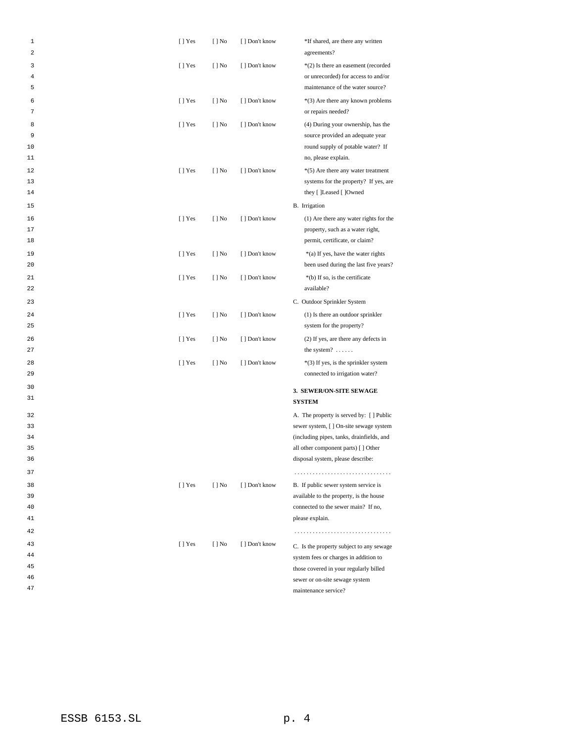| | | | |
|---|---|---|---|
| [ ] Yes | [ ] No | [ ] Don't know | *If shared, are there any written agreements? |
| [ ] Yes | [ ] No | [ ] Don't know | *(2) Is there an easement (recorded or unrecorded) for access to and/or maintenance of the water source? |
| [ ] Yes | [ ] No | [ ] Don't know | *(3) Are there any known problems or repairs needed? |
| [ ] Yes | [ ] No | [ ] Don't know | (4) During your ownership, has the source provided an adequate year round supply of potable water? If no, please explain. |
| [ ] Yes | [ ] No | [ ] Don't know | *(5) Are there any water treatment systems for the property? If yes, are they [ ]Leased [ ]Owned |
| | | | B. Irrigation |
| [ ] Yes | [ ] No | [ ] Don't know | (1) Are there any water rights for the property, such as a water right, permit, certificate, or claim? |
| [ ] Yes | [ ] No | [ ] Don't know | *(a) If yes, have the water rights been used during the last five years? |
| [ ] Yes | [ ] No | [ ] Don't know | *(b) If so, is the certificate available? |
| | | | C. Outdoor Sprinkler System |
| [ ] Yes | [ ] No | [ ] Don't know | (1) Is there an outdoor sprinkler system for the property? |
| [ ] Yes | [ ] No | [ ] Don't know | (2) If yes, are there any defects in the system? . . . . . . |
| [ ] Yes | [ ] No | [ ] Don't know | *(3) If yes, is the sprinkler system connected to irrigation water? |
| | | | **3. SEWER/ON-SITE SEWAGE SYSTEM** |
| | | | A. The property is served by: [ ] Public sewer system, [ ] On-site sewage system (including pipes, tanks, drainfields, and all other component parts) [ ] Other disposal system, please describe: |
| | | | . . . . . . . . . . . . . . . . . . . . . . . . . . . . . . . |
| [ ] Yes | [ ] No | [ ] Don't know | B. If public sewer system service is available to the property, is the house connected to the sewer main? If no, please explain. |
| | | | . . . . . . . . . . . . . . . . . . . . . . . . . . . . . . . |
| [ ] Yes | [ ] No | [ ] Don't know | C. Is the property subject to any sewage system fees or charges in addition to those covered in your regularly billed sewer or on-site sewage system maintenance service? |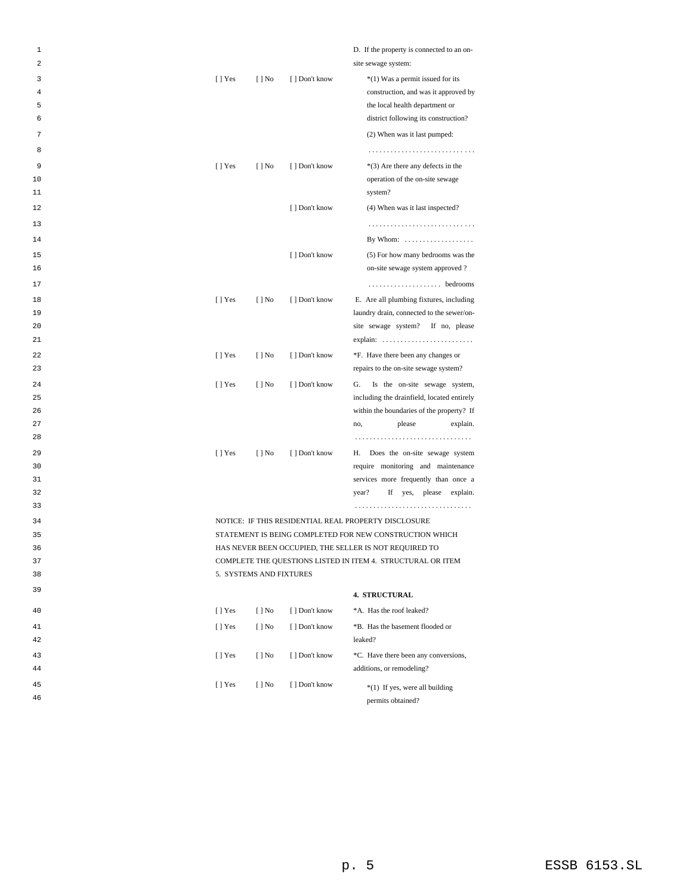| | | | |
|---|---|---|---|
| | | | D. If the property is connected to an on-site sewage system: |
| [ ] Yes | [ ] No | [ ] Don't know | *(1) Was a permit issued for its construction, and was it approved by the local health department or district following its construction? |
| | | | (2) When was it last pumped: |
| | | | ............................ |
| [ ] Yes | [ ] No | [ ] Don't know | *(3) Are there any defects in the operation of the on-site sewage system? |
| | | [ ] Don't know | (4) When was it last inspected? |
| | | | ............................ |
| | | | By Whom: .................. |
| | | [ ] Don't know | (5) For how many bedrooms was the on-site sewage system approved ? |
| | | | .................... bedrooms |
| [ ] Yes | [ ] No | [ ] Don't know | E. Are all plumbing fixtures, including laundry drain, connected to the sewer/on-site sewage system? If no, please explain: ......................... |
| [ ] Yes | [ ] No | [ ] Don't know | *F. Have there been any changes or repairs to the on-site sewage system? |
| [ ] Yes | [ ] No | [ ] Don't know | G. Is the on-site sewage system, including the drainfield, located entirely within the boundaries of the property? If no, please explain. ................................ |
| [ ] Yes | [ ] No | [ ] Don't know | H. Does the on-site sewage system require monitoring and maintenance services more frequently than once a year? If yes, please explain. ................................ |

NOTICE: IF THIS RESIDENTIAL REAL PROPERTY DISCLOSURE STATEMENT IS BEING COMPLETED FOR NEW CONSTRUCTION WHICH HAS NEVER BEEN OCCUPIED, THE SELLER IS NOT REQUIRED TO COMPLETE THE QUESTIONS LISTED IN ITEM 4. STRUCTURAL OR ITEM 5. SYSTEMS AND FIXTURES

**4. STRUCTURAL**

| | | | |
|---|---|---|---|
| [ ] Yes | [ ] No | [ ] Don't know | *A. Has the roof leaked? |
| [ ] Yes | [ ] No | [ ] Don't know | *B. Has the basement flooded or leaked? |
| [ ] Yes | [ ] No | [ ] Don't know | *C. Have there been any conversions, additions, or remodeling? |
| [ ] Yes | [ ] No | [ ] Don't know | *(1) If yes, were all building permits obtained? |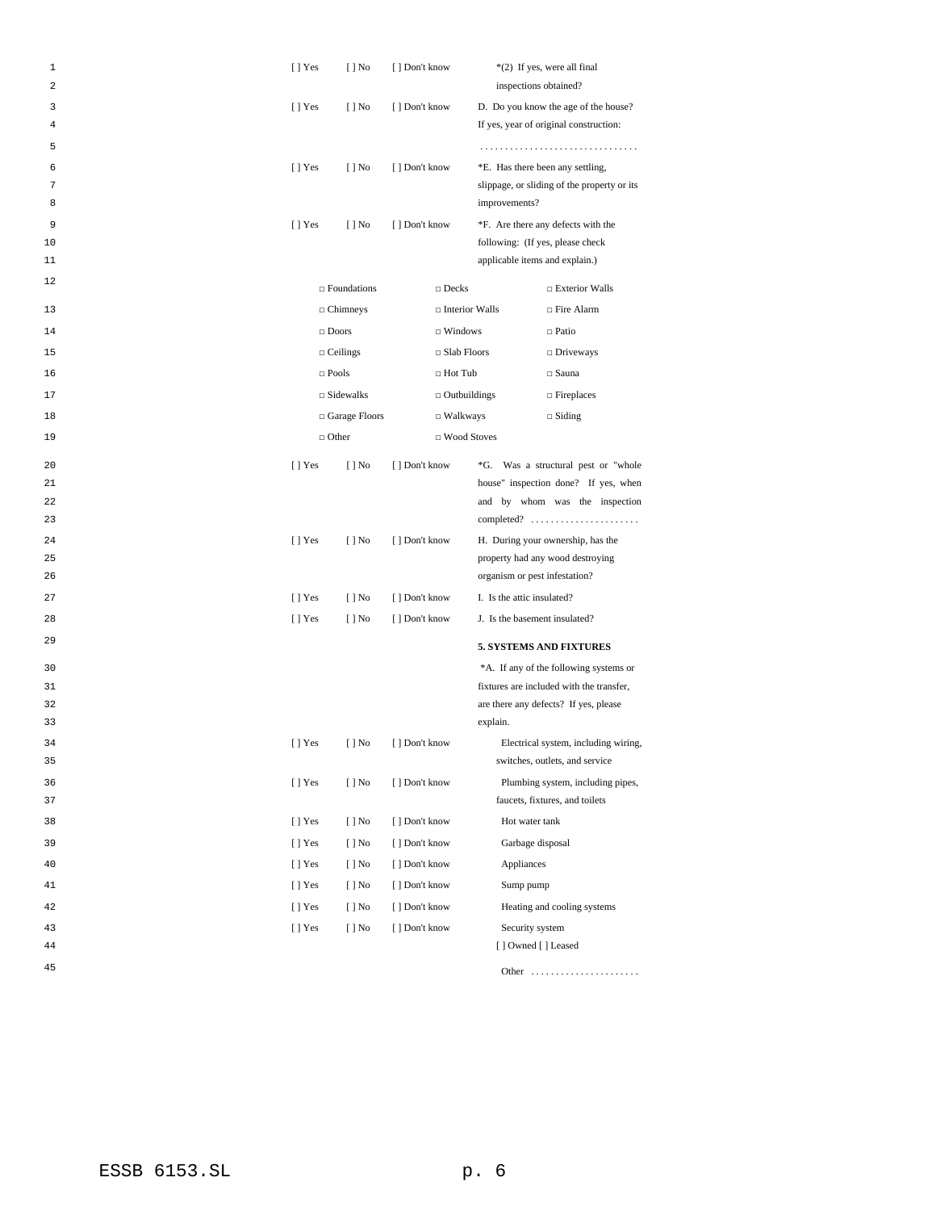[ ] Yes [ ] No [ ] Don't know *(2) If yes, were all final inspections obtained?

[ ] Yes [ ] No [ ] Don't know D. Do you know the age of the house? If yes, year of original construction:

. . . . . . . . . . . . . . . . . . . . . . . . . . . . . . . .

[ ] Yes [ ] No [ ] Don't know *E. Has there been any settling, slippage, or sliding of the property or its improvements?

[ ] Yes [ ] No [ ] Don't know *F. Are there any defects with the following: (If yes, please check applicable items and explain.)

| | | |
|---|---|---|
| □ Foundations | □ Decks | □ Exterior Walls |
| □ Chimneys | □ Interior Walls | □ Fire Alarm |
| □ Doors | □ Windows | □ Patio |
| □ Ceilings | □ Slab Floors | □ Driveways |
| □ Pools | □ Hot Tub | □ Sauna |
| □ Sidewalks | □ Outbuildings | □ Fireplaces |
| □ Garage Floors | □ Walkways | □ Siding |
| □ Other | □ Wood Stoves | |

[ ] Yes [ ] No [ ] Don't know *G. Was a structural pest or "whole house" inspection done? If yes, when and by whom was the inspection completed? . . . . . . . . . . . . . . . . . . . . . .

[ ] Yes [ ] No [ ] Don't know H. During your ownership, has the property had any wood destroying organism or pest infestation?

[ ] Yes [ ] No [ ] Don't know I. Is the attic insulated?

[ ] Yes [ ] No [ ] Don't know J. Is the basement insulated?

**5. SYSTEMS AND FIXTURES**

*A. If any of the following systems or fixtures are included with the transfer, are there any defects? If yes, please explain.

[ ] Yes [ ] No [ ] Don't know Electrical system, including wiring, switches, outlets, and service

[ ] Yes [ ] No [ ] Don't know Plumbing system, including pipes, faucets, fixtures, and toilets

[ ] Yes [ ] No [ ] Don't know Hot water tank

[ ] Yes [ ] No [ ] Don't know Garbage disposal

[ ] Yes [ ] No [ ] Don't know Appliances

[ ] Yes [ ] No [ ] Don't know Sump pump

[ ] Yes [ ] No [ ] Don't know Heating and cooling systems

[ ] Yes [ ] No [ ] Don't know Security system
[ ] Owned [ ] Leased

Other . . . . . . . . . . . . . . . . . . . . . .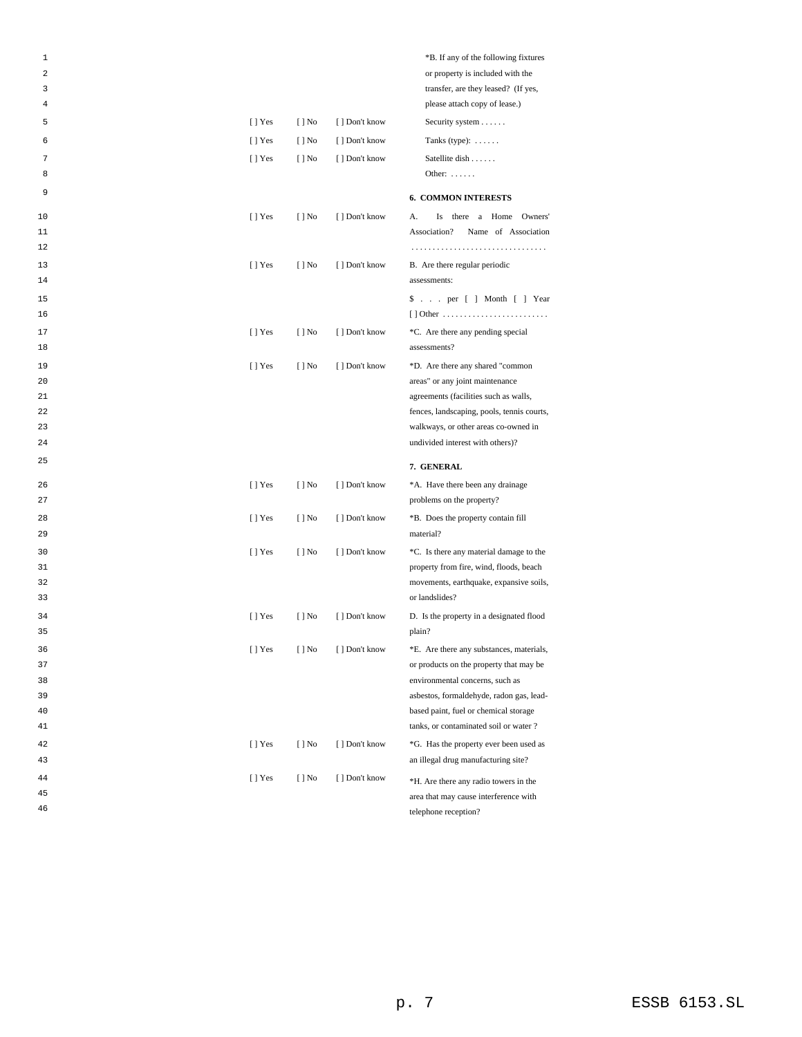|  |  |  | *B. If any of the following fixtures or property is included with the transfer, are they leased? (If yes, please attach copy of lease.) |
|---|---|---|---|
| [ ] Yes | [ ] No | [ ] Don't know | Security system . . . . . . |
| [ ] Yes | [ ] No | [ ] Don't know | Tanks (type): . . . . . . |
| [ ] Yes | [ ] No | [ ] Don't know | Satellite dish . . . . . . |
|  |  |  | Other: . . . . . . |

**6. COMMON INTERESTS**

|  |  |  |  |
|---|---|---|---|
| [ ] Yes | [ ] No | [ ] Don't know | A. Is there a Home Owners' Association? Name of Association . . . . . . . . . . . . . . . . . . . . . . . . . . . . . . . . |
| [ ] Yes | [ ] No | [ ] Don't know | B. Are there regular periodic assessments: |
|  |  |  | $ . . . per [ ] Month [ ] Year [ ] Other . . . . . . . . . . . . . . . . . . . . . . . . . |
| [ ] Yes | [ ] No | [ ] Don't know | *C. Are there any pending special assessments? |
| [ ] Yes | [ ] No | [ ] Don't know | *D. Are there any shared "common areas" or any joint maintenance agreements (facilities such as walls, fences, landscaping, pools, tennis courts, walkways, or other areas co-owned in undivided interest with others)? |

**7. GENERAL**

|  |  |  |  |
|---|---|---|---|
| [ ] Yes | [ ] No | [ ] Don't know | *A. Have there been any drainage problems on the property? |
| [ ] Yes | [ ] No | [ ] Don't know | *B. Does the property contain fill material? |
| [ ] Yes | [ ] No | [ ] Don't know | *C. Is there any material damage to the property from fire, wind, floods, beach movements, earthquake, expansive soils, or landslides? |
| [ ] Yes | [ ] No | [ ] Don't know | D. Is the property in a designated flood plain? |
| [ ] Yes | [ ] No | [ ] Don't know | *E. Are there any substances, materials, or products on the property that may be environmental concerns, such as asbestos, formaldehyde, radon gas, lead-based paint, fuel or chemical storage tanks, or contaminated soil or water ? |
| [ ] Yes | [ ] No | [ ] Don't know | *G. Has the property ever been used as an illegal drug manufacturing site? |
| [ ] Yes | [ ] No | [ ] Don't know | *H. Are there any radio towers in the area that may cause interference with telephone reception? |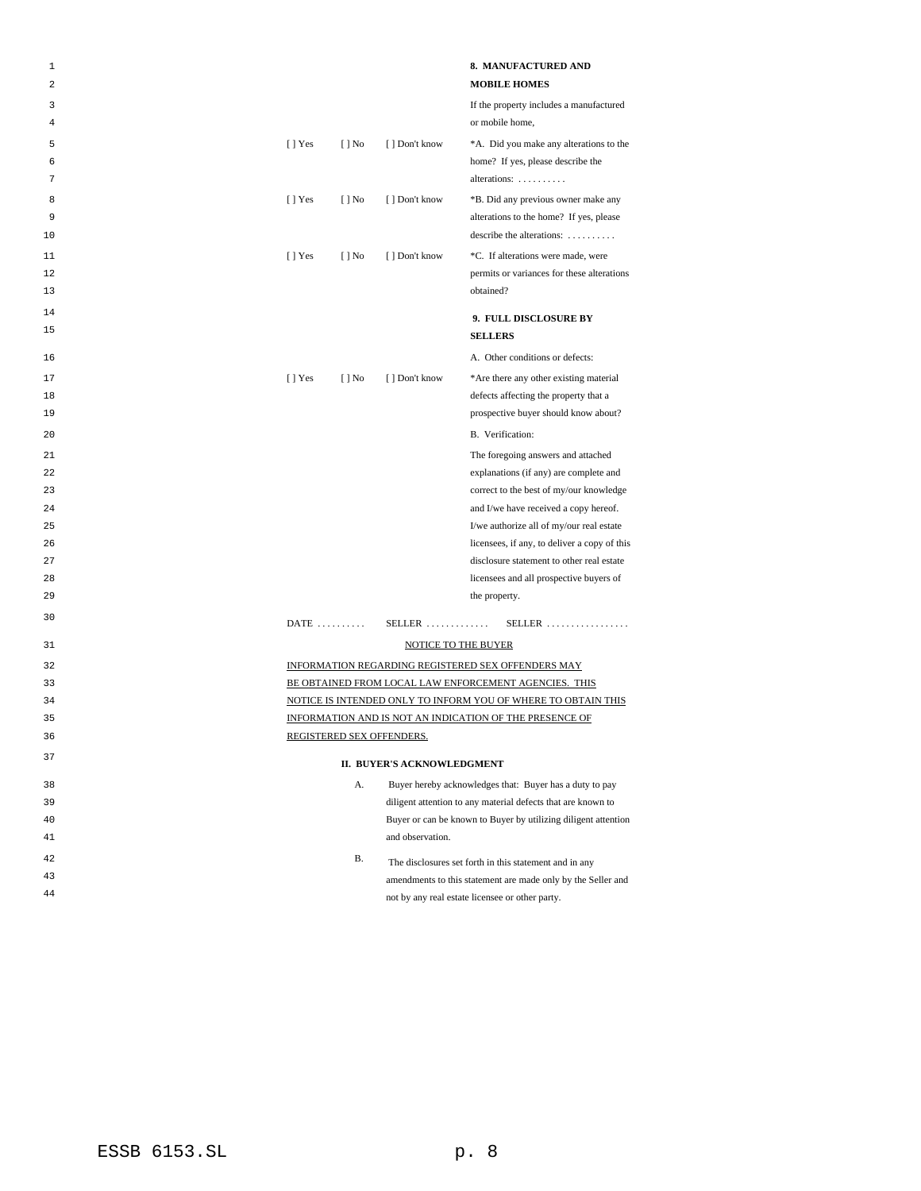**8. MANUFACTURED AND MOBILE HOMES**

If the property includes a manufactured or mobile home,

| | | | |
|---|---|---|---|
| [ ] Yes | [ ] No | [ ] Don't know | *A. Did you make any alterations to the home? If yes, please describe the alterations: . . . . . . . . . . |
| [ ] Yes | [ ] No | [ ] Don't know | *B. Did any previous owner make any alterations to the home? If yes, please describe the alterations: . . . . . . . . . . |
| [ ] Yes | [ ] No | [ ] Don't know | *C. If alterations were made, were permits or variances for these alterations obtained? |

**9. FULL DISCLOSURE BY SELLERS**

A. Other conditions or defects:

| | | | |
|---|---|---|---|
| [ ] Yes | [ ] No | [ ] Don't know | *Are there any other existing material defects affecting the property that a prospective buyer should know about? |

B. Verification:

The foregoing answers and attached explanations (if any) are complete and correct to the best of my/our knowledge and I/we have received a copy hereof. I/we authorize all of my/our real estate licensees, if any, to deliver a copy of this disclosure statement to other real estate licensees and all prospective buyers of the property.

DATE . . . . . . . . . . SELLER . . . . . . . . . . . . . SELLER . . . . . . . . . . . . . . . . .

<u>NOTICE TO THE BUYER</u>

<u>INFORMATION REGARDING REGISTERED SEX OFFENDERS MAY BE OBTAINED FROM LOCAL LAW ENFORCEMENT AGENCIES. THIS NOTICE IS INTENDED ONLY TO INFORM YOU OF WHERE TO OBTAIN THIS INFORMATION AND IS NOT AN INDICATION OF THE PRESENCE OF REGISTERED SEX OFFENDERS.</u>

**II. BUYER'S ACKNOWLEDGMENT**

A. Buyer hereby acknowledges that: Buyer has a duty to pay diligent attention to any material defects that are known to Buyer or can be known to Buyer by utilizing diligent attention and observation.

B. The disclosures set forth in this statement and in any amendments to this statement are made only by the Seller and not by any real estate licensee or other party.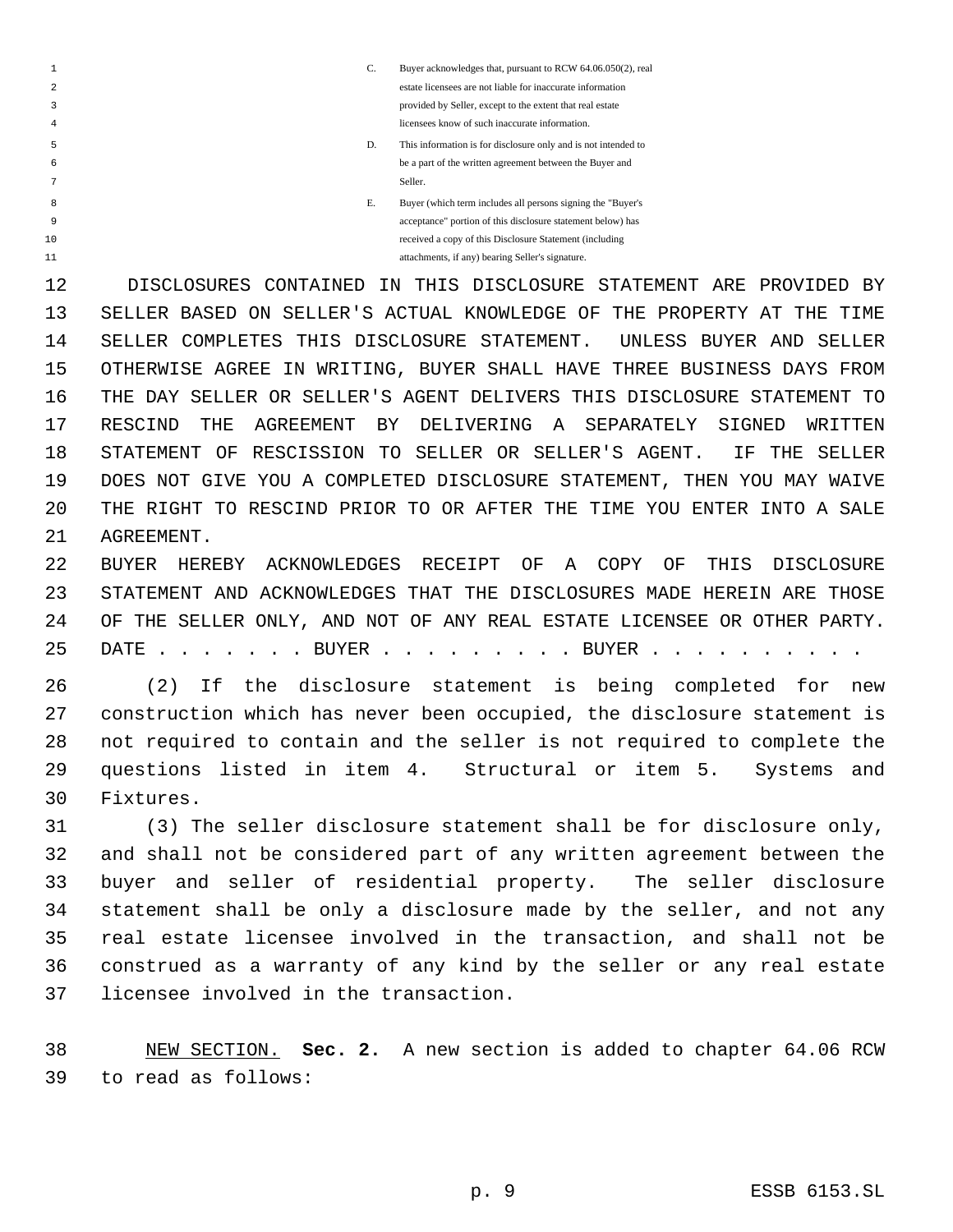C. Buyer acknowledges that, pursuant to RCW 64.06.050(2), real estate licensees are not liable for inaccurate information provided by Seller, except to the extent that real estate licensees know of such inaccurate information.

D. This information is for disclosure only and is not intended to be a part of the written agreement between the Buyer and Seller.

E. Buyer (which term includes all persons signing the "Buyer's acceptance" portion of this disclosure statement below) has received a copy of this Disclosure Statement (including attachments, if any) bearing Seller's signature.

DISCLOSURES CONTAINED IN THIS DISCLOSURE STATEMENT ARE PROVIDED BY SELLER BASED ON SELLER'S ACTUAL KNOWLEDGE OF THE PROPERTY AT THE TIME SELLER COMPLETES THIS DISCLOSURE STATEMENT. UNLESS BUYER AND SELLER OTHERWISE AGREE IN WRITING, BUYER SHALL HAVE THREE BUSINESS DAYS FROM THE DAY SELLER OR SELLER'S AGENT DELIVERS THIS DISCLOSURE STATEMENT TO RESCIND THE AGREEMENT BY DELIVERING A SEPARATELY SIGNED WRITTEN STATEMENT OF RESCISSION TO SELLER OR SELLER'S AGENT. IF THE SELLER DOES NOT GIVE YOU A COMPLETED DISCLOSURE STATEMENT, THEN YOU MAY WAIVE THE RIGHT TO RESCIND PRIOR TO OR AFTER THE TIME YOU ENTER INTO A SALE AGREEMENT.

BUYER HEREBY ACKNOWLEDGES RECEIPT OF A COPY OF THIS DISCLOSURE STATEMENT AND ACKNOWLEDGES THAT THE DISCLOSURES MADE HEREIN ARE THOSE OF THE SELLER ONLY, AND NOT OF ANY REAL ESTATE LICENSEE OR OTHER PARTY.

DATE . . . . . . . BUYER . . . . . . . . . . BUYER . . . . . . . . . .

(2) If the disclosure statement is being completed for new construction which has never been occupied, the disclosure statement is not required to contain and the seller is not required to complete the questions listed in item 4. Structural or item 5. Systems and Fixtures.

(3) The seller disclosure statement shall be for disclosure only, and shall not be considered part of any written agreement between the buyer and seller of residential property. The seller disclosure statement shall be only a disclosure made by the seller, and not any real estate licensee involved in the transaction, and shall not be construed as a warranty of any kind by the seller or any real estate licensee involved in the transaction.

NEW SECTION. **Sec. 2.** A new section is added to chapter 64.06 RCW to read as follows: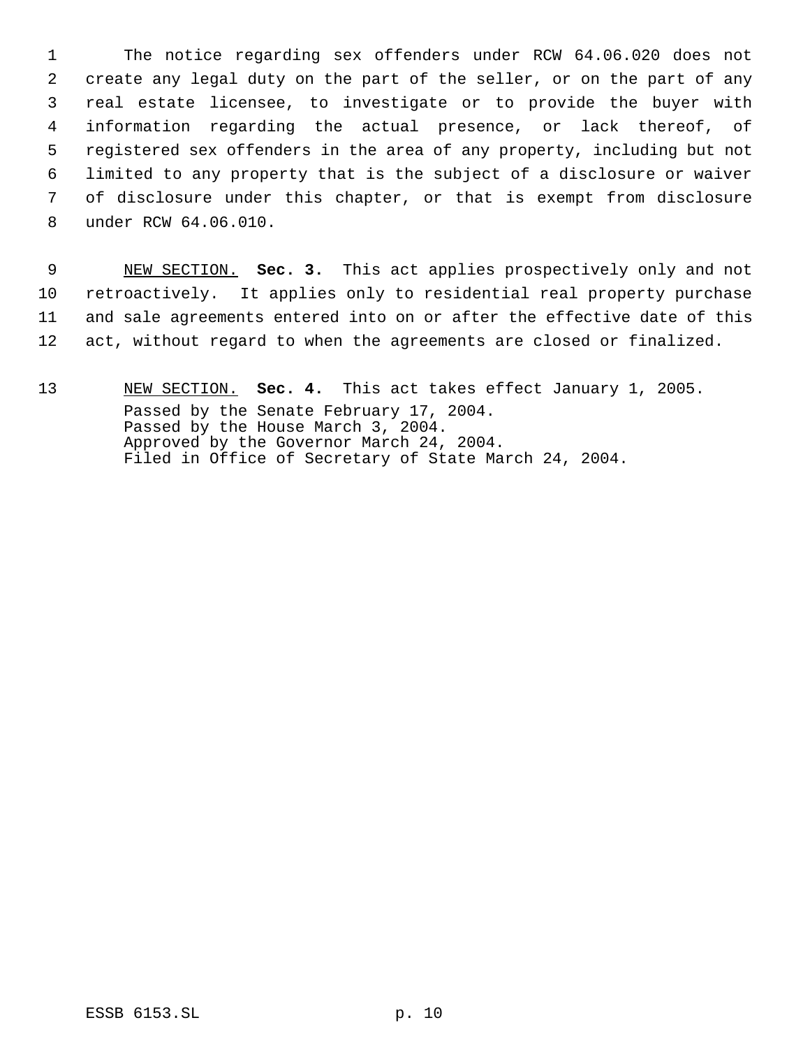The notice regarding sex offenders under RCW 64.06.020 does not create any legal duty on the part of the seller, or on the part of any real estate licensee, to investigate or to provide the buyer with information regarding the actual presence, or lack thereof, of registered sex offenders in the area of any property, including but not limited to any property that is the subject of a disclosure or waiver of disclosure under this chapter, or that is exempt from disclosure under RCW 64.06.010.

NEW SECTION. **Sec. 3.** This act applies prospectively only and not retroactively. It applies only to residential real property purchase and sale agreements entered into on or after the effective date of this act, without regard to when the agreements are closed or finalized.

NEW SECTION. **Sec. 4.** This act takes effect January 1, 2005.

Passed by the Senate February 17, 2004.
Passed by the House March 3, 2004.
Approved by the Governor March 24, 2004.
Filed in Office of Secretary of State March 24, 2004.